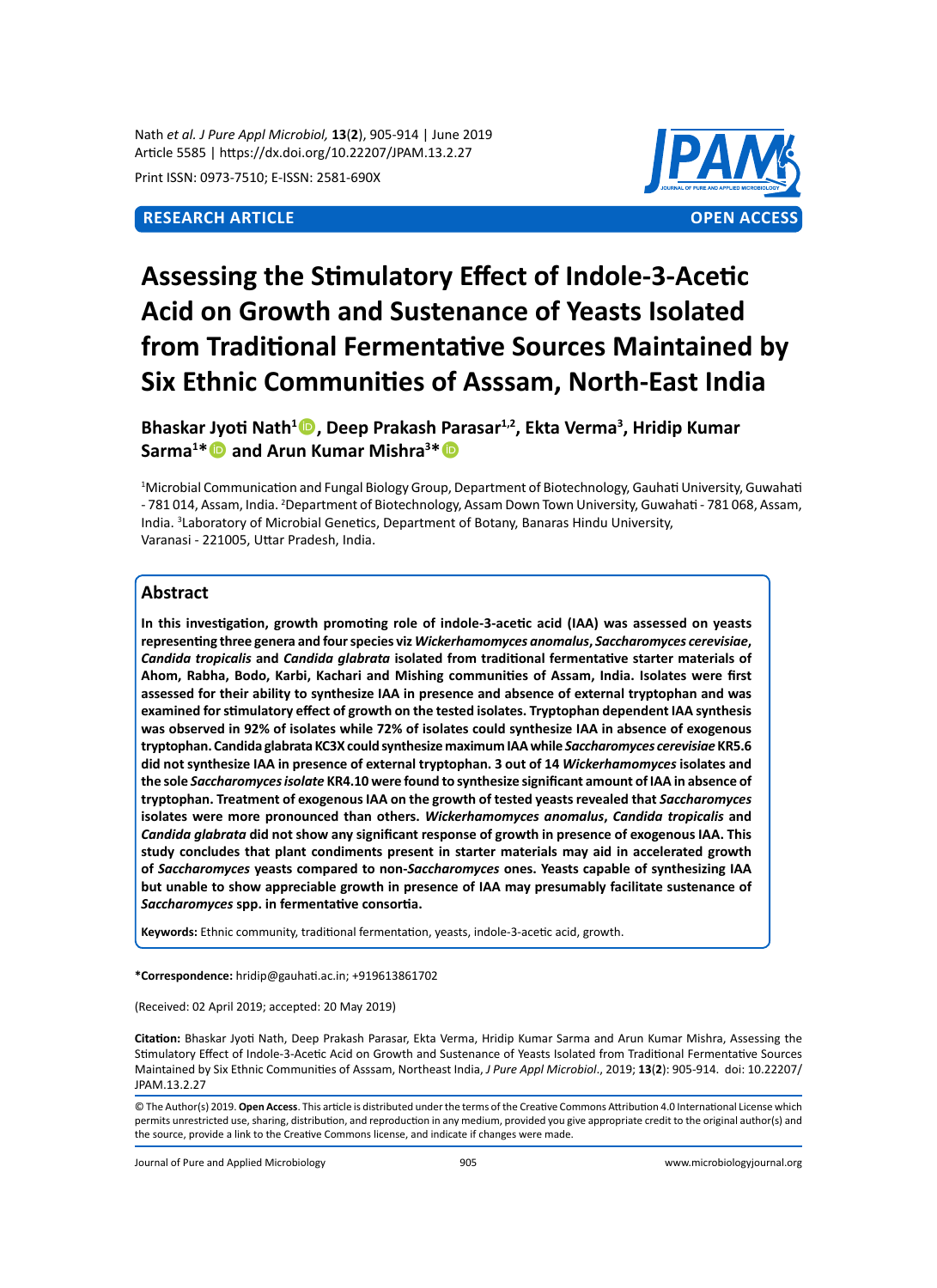Nath *et al. J Pure Appl Microbiol,* **13**(**2**), 905-914 | June 2019
Article 5585 | https://dx.doi.org/10.22207/JPAM.13.2.27

Print ISSN: 0973-7510; E-ISSN: 2581-690X

**RESEARCH ARTICLE** **OPEN ACCESS**

# Assessing the Stimulatory Effect of Indole-3-Acetic Acid on Growth and Sustenance of Yeasts Isolated from Traditional Fermentative Sources Maintained by Six Ethnic Communities of Asssam, North-East India

**Bhaskar Jyoti Nath[1], Deep Prakash Parasar[1,2], Ekta Verma[3], Hridip Kumar Sarma[1]* and Arun Kumar Mishra[3]***

[1]Microbial Communication and Fungal Biology Group, Department of Biotechnology, Gauhati University, Guwahati - 781 014, Assam, India. [2]Department of Biotechnology, Assam Down Town University, Guwahati - 781 068, Assam, India. [3]Laboratory of Microbial Genetics, Department of Botany, Banaras Hindu University, Varanasi - 221005, Uttar Pradesh, India.

## Abstract

**In this investigation, growth promoting role of indole-3-acetic acid (IAA) was assessed on yeasts representing three genera and four species viz *Wickerhamomyces anomalus*, *Saccharomyces cerevisiae*, *Candida tropicalis* and *Candida glabrata* isolated from traditional fermentative starter materials of Ahom, Rabha, Bodo, Karbi, Kachari and Mishing communities of Assam, India. Isolates were first assessed for their ability to synthesize IAA in presence and absence of external tryptophan and was examined for stimulatory effect of growth on the tested isolates. Tryptophan dependent IAA synthesis was observed in 92% of isolates while 72% of isolates could synthesize IAA in absence of exogenous tryptophan. Candida glabrata KC3X could synthesize maximum IAA while *Saccharomyces cerevisiae* KR5.6 did not synthesize IAA in presence of external tryptophan. 3 out of 14 *Wickerhamomyces* isolates and the sole *Saccharomyces isolate* KR4.10 were found to synthesize significant amount of IAA in absence of tryptophan. Treatment of exogenous IAA on the growth of tested yeasts revealed that *Saccharomyces* isolates were more pronounced than others. *Wickerhamomyces anomalus*, *Candida tropicalis* and *Candida glabrata* did not show any significant response of growth in presence of exogenous IAA. This study concludes that plant condiments present in starter materials may aid in accelerated growth of *Saccharomyces* yeasts compared to non-*Saccharomyces* ones. Yeasts capable of synthesizing IAA but unable to show appreciable growth in presence of IAA may presumably facilitate sustenance of *Saccharomyces* spp. in fermentative consortia.**

**Keywords:** Ethnic community, traditional fermentation, yeasts, indole-3-acetic acid, growth.

**\*Correspondence:** hridip@gauhati.ac.in; +919613861702

(Received: 02 April 2019; accepted: 20 May 2019)

**Citation:** Bhaskar Jyoti Nath, Deep Prakash Parasar, Ekta Verma, Hridip Kumar Sarma and Arun Kumar Mishra, Assessing the Stimulatory Effect of Indole-3-Acetic Acid on Growth and Sustenance of Yeasts Isolated from Traditional Fermentative Sources Maintained by Six Ethnic Communities of Asssam, Northeast India, *J Pure Appl Microbiol*., 2019; **13**(**2**): 905-914. doi: 10.22207/JPAM.13.2.27

© The Author(s) 2019. **Open Access**. This article is distributed under the terms of the Creative Commons Attribution 4.0 International License which permits unrestricted use, sharing, distribution, and reproduction in any medium, provided you give appropriate credit to the original author(s) and the source, provide a link to the Creative Commons license, and indicate if changes were made.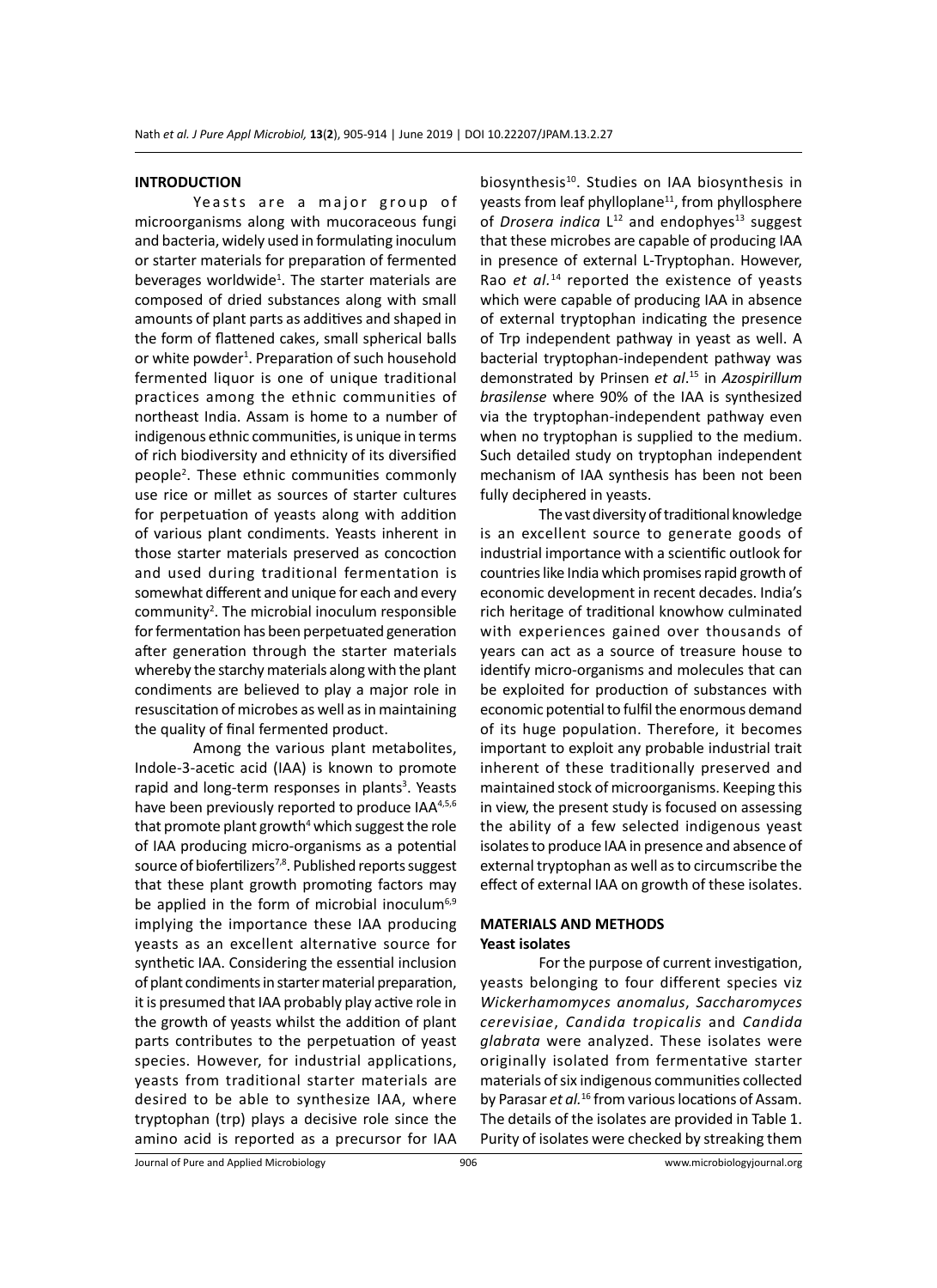## INTRODUCTION

Yeasts are a major group of microorganisms along with mucoraceous fungi and bacteria, widely used in formulating inoculum or starter materials for preparation of fermented beverages worldwide[1]. The starter materials are composed of dried substances along with small amounts of plant parts as additives and shaped in the form of flattened cakes, small spherical balls or white powder[1]. Preparation of such household fermented liquor is one of unique traditional practices among the ethnic communities of northeast India. Assam is home to a number of indigenous ethnic communities, is unique in terms of rich biodiversity and ethnicity of its diversified people[2]. These ethnic communities commonly use rice or millet as sources of starter cultures for perpetuation of yeasts along with addition of various plant condiments. Yeasts inherent in those starter materials preserved as concoction and used during traditional fermentation is somewhat different and unique for each and every community[2]. The microbial inoculum responsible for fermentation has been perpetuated generation after generation through the starter materials whereby the starchy materials along with the plant condiments are believed to play a major role in resuscitation of microbes as well as in maintaining the quality of final fermented product.

Among the various plant metabolites, Indole-3-acetic acid (IAA) is known to promote rapid and long-term responses in plants[3]. Yeasts have been previously reported to produce IAA[4,5,6] that promote plant growth[4] which suggest the role of IAA producing micro-organisms as a potential source of biofertilizers[7,8]. Published reports suggest that these plant growth promoting factors may be applied in the form of microbial inoculum[6,9] implying the importance these IAA producing yeasts as an excellent alternative source for synthetic IAA. Considering the essential inclusion of plant condiments in starter material preparation, it is presumed that IAA probably play active role in the growth of yeasts whilst the addition of plant parts contributes to the perpetuation of yeast species. However, for industrial applications, yeasts from traditional starter materials are desired to be able to synthesize IAA, where tryptophan (trp) plays a decisive role since the amino acid is reported as a precursor for IAA biosynthesis[10]. Studies on IAA biosynthesis in yeasts from leaf phylloplane[11], from phyllosphere of *Drosera indica* L[12] and endophyes[13] suggest that these microbes are capable of producing IAA in presence of external L-Tryptophan. However, Rao *et al.*[14] reported the existence of yeasts which were capable of producing IAA in absence of external tryptophan indicating the presence of Trp independent pathway in yeast as well. A bacterial tryptophan-independent pathway was demonstrated by Prinsen *et al*.[15] in *Azospirillum brasilense* where 90% of the IAA is synthesized via the tryptophan-independent pathway even when no tryptophan is supplied to the medium. Such detailed study on tryptophan independent mechanism of IAA synthesis has been not been fully deciphered in yeasts.

The vast diversity of traditional knowledge is an excellent source to generate goods of industrial importance with a scientific outlook for countries like India which promises rapid growth of economic development in recent decades. India's rich heritage of traditional knowhow culminated with experiences gained over thousands of years can act as a source of treasure house to identify micro-organisms and molecules that can be exploited for production of substances with economic potential to fulfil the enormous demand of its huge population. Therefore, it becomes important to exploit any probable industrial trait inherent of these traditionally preserved and maintained stock of microorganisms. Keeping this in view, the present study is focused on assessing the ability of a few selected indigenous yeast isolates to produce IAA in presence and absence of external tryptophan as well as to circumscribe the effect of external IAA on growth of these isolates.

## MATERIALS AND METHODS

### Yeast isolates

For the purpose of current investigation, yeasts belonging to four different species viz *Wickerhamomyces anomalus*, *Saccharomyces cerevisiae*, *Candida tropicalis* and *Candida glabrata* were analyzed. These isolates were originally isolated from fermentative starter materials of six indigenous communities collected by Parasar *et al.*[16] from various locations of Assam. The details of the isolates are provided in Table 1. Purity of isolates were checked by streaking them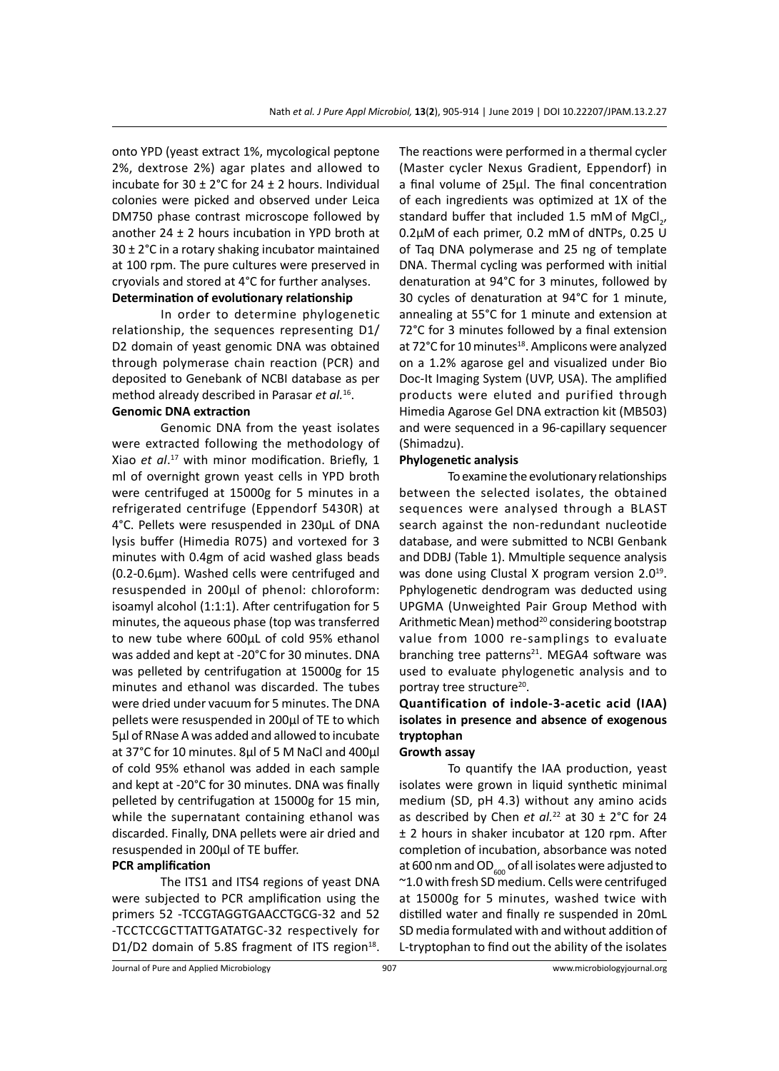onto YPD (yeast extract 1%, mycological peptone 2%, dextrose 2%) agar plates and allowed to incubate for 30 ± 2°C for 24 ± 2 hours. Individual colonies were picked and observed under Leica DM750 phase contrast microscope followed by another 24 ± 2 hours incubation in YPD broth at 30 ± 2°C in a rotary shaking incubator maintained at 100 rpm. The pure cultures were preserved in cryovials and stored at 4°C for further analyses.

**Determination of evolutionary relationship**

In order to determine phylogenetic relationship, the sequences representing D1/D2 domain of yeast genomic DNA was obtained through polymerase chain reaction (PCR) and deposited to Genebank of NCBI database as per method already described in Parasar *et al.*[16].

**Genomic DNA extraction**

Genomic DNA from the yeast isolates were extracted following the methodology of Xiao *et al*.[17] with minor modification. Briefly, 1 ml of overnight grown yeast cells in YPD broth were centrifuged at 15000g for 5 minutes in a refrigerated centrifuge (Eppendorf 5430R) at 4°C. Pellets were resuspended in 230µL of DNA lysis buffer (Himedia R075) and vortexed for 3 minutes with 0.4gm of acid washed glass beads (0.2-0.6µm). Washed cells were centrifuged and resuspended in 200µl of phenol: chloroform: isoamyl alcohol (1:1:1). After centrifugation for 5 minutes, the aqueous phase (top was transferred to new tube where 600µL of cold 95% ethanol was added and kept at -20°C for 30 minutes. DNA was pelleted by centrifugation at 15000g for 15 minutes and ethanol was discarded. The tubes were dried under vacuum for 5 minutes. The DNA pellets were resuspended in 200µl of TE to which 5µl of RNase A was added and allowed to incubate at 37°C for 10 minutes. 8µl of 5 M NaCl and 400µl of cold 95% ethanol was added in each sample and kept at -20°C for 30 minutes. DNA was finally pelleted by centrifugation at 15000g for 15 min, while the supernatant containing ethanol was discarded. Finally, DNA pellets were air dried and resuspended in 200µl of TE buffer.

**PCR amplification**

The ITS1 and ITS4 regions of yeast DNA were subjected to PCR amplification using the primers 52 -TCCGTAGGTGAACCTGCG-32 and 52 -TCCTCCGCTTATTGATATGC-32 respectively for D1/D2 domain of 5.8S fragment of ITS region[18]. The reactions were performed in a thermal cycler (Master cycler Nexus Gradient, Eppendorf) in a final volume of 25µl. The final concentration of each ingredients was optimized at 1X of the standard buffer that included 1.5 mM of $MgCl_2$, 0.2µM of each primer, 0.2 mM of dNTPs, 0.25 U of Taq DNA polymerase and 25 ng of template DNA. Thermal cycling was performed with initial denaturation at 94°C for 3 minutes, followed by 30 cycles of denaturation at 94°C for 1 minute, annealing at 55°C for 1 minute and extension at 72°C for 3 minutes followed by a final extension at 72°C for 10 minutes[18]. Amplicons were analyzed on a 1.2% agarose gel and visualized under Bio Doc-It Imaging System (UVP, USA). The amplified products were eluted and purified through Himedia Agarose Gel DNA extraction kit (MB503) and were sequenced in a 96-capillary sequencer (Shimadzu).

**Phylogenetic analysis**

To examine the evolutionary relationships between the selected isolates, the obtained sequences were analysed through a BLAST search against the non-redundant nucleotide database, and were submitted to NCBI Genbank and DDBJ (Table 1). Mmultiple sequence analysis was done using Clustal X program version 2.0[19]. Pphylogenetic dendrogram was deducted using UPGMA (Unweighted Pair Group Method with Arithmetic Mean) method[20] considering bootstrap value from 1000 re-samplings to evaluate branching tree patterns[21]. MEGA4 software was used to evaluate phylogenetic analysis and to portray tree structure[20].

**Quantification of indole-3-acetic acid (IAA) isolates in presence and absence of exogenous tryptophan**

**Growth assay**

To quantify the IAA production, yeast isolates were grown in liquid synthetic minimal medium (SD, pH 4.3) without any amino acids as described by Chen *et al.*[22] at 30 ± 2°C for 24 ± 2 hours in shaker incubator at 120 rpm. After completion of incubation, absorbance was noted at 600 nm and $OD_{600}$ of all isolates were adjusted to ~1.0 with fresh SD medium. Cells were centrifuged at 15000g for 5 minutes, washed twice with distilled water and finally re suspended in 20mL SD media formulated with and without addition of L-tryptophan to find out the ability of the isolates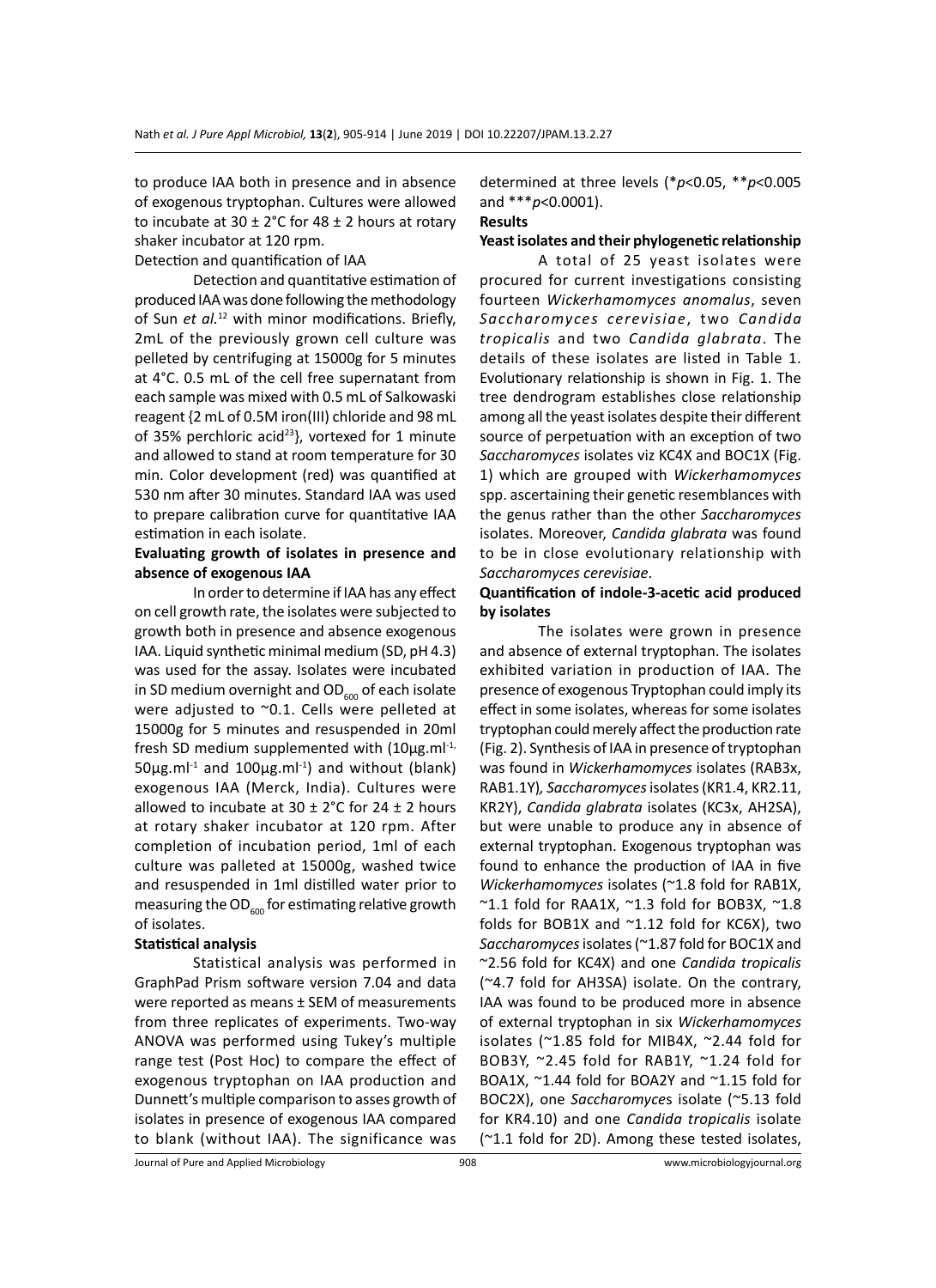to produce IAA both in presence and in absence of exogenous tryptophan. Cultures were allowed to incubate at 30 ± 2°C for 48 ± 2 hours at rotary shaker incubator at 120 rpm.

Detection and quantification of IAA

Detection and quantitative estimation of produced IAA was done following the methodology of Sun *et al.*[12] with minor modifications. Briefly, 2mL of the previously grown cell culture was pelleted by centrifuging at 15000g for 5 minutes at 4°C. 0.5 mL of the cell free supernatant from each sample was mixed with 0.5 mL of Salkowaski reagent {2 mL of 0.5M iron(III) chloride and 98 mL of 35% perchloric acid[23]}, vortexed for 1 minute and allowed to stand at room temperature for 30 min. Color development (red) was quantified at 530 nm after 30 minutes. Standard IAA was used to prepare calibration curve for quantitative IAA estimation in each isolate.

### Evaluating growth of isolates in presence and absence of exogenous IAA

In order to determine if IAA has any effect on cell growth rate, the isolates were subjected to growth both in presence and absence exogenous IAA. Liquid synthetic minimal medium (SD, pH 4.3) was used for the assay. Isolates were incubated in SD medium overnight and $OD_{600}$ of each isolate were adjusted to ~0.1. Cells were pelleted at 15000g for 5 minutes and resuspended in 20ml fresh SD medium supplemented with (10μg.ml$^{-1}$, 50μg.ml$^{-1}$ and 100μg.ml$^{-1}$) and without (blank) exogenous IAA (Merck, India). Cultures were allowed to incubate at 30 ± 2°C for 24 ± 2 hours at rotary shaker incubator at 120 rpm. After completion of incubation period, 1ml of each culture was palleted at 15000g, washed twice and resuspended in 1ml distilled water prior to measuring the $OD_{600}$ for estimating relative growth of isolates.

### Statistical analysis

Statistical analysis was performed in GraphPad Prism software version 7.04 and data were reported as means ± SEM of measurements from three replicates of experiments. Two-way ANOVA was performed using Tukey's multiple range test (Post Hoc) to compare the effect of exogenous tryptophan on IAA production and Dunnett's multiple comparison to asses growth of isolates in presence of exogenous IAA compared to blank (without IAA). The significance was determined at three levels (*$p<0.05$, **$p<0.005$ and ***$p<0.0001$).

## Results

### Yeast isolates and their phylogenetic relationship

A total of 25 yeast isolates were procured for current investigations consisting fourteen *Wickerhamomyces anomalus*, seven *Saccharomyces cerevisiae*, two *Candida tropicalis* and two *Candida glabrata*. The details of these isolates are listed in Table 1. Evolutionary relationship is shown in Fig. 1. The tree dendrogram establishes close relationship among all the yeast isolates despite their different source of perpetuation with an exception of two *Saccharomyces* isolates viz KC4X and BOC1X (Fig. 1) which are grouped with *Wickerhamomyces* spp. ascertaining their genetic resemblances with the genus rather than the other *Saccharomyces* isolates. Moreover, *Candida glabrata* was found to be in close evolutionary relationship with *Saccharomyces cerevisiae*.

### Quantification of indole-3-acetic acid produced by isolates

The isolates were grown in presence and absence of external tryptophan. The isolates exhibited variation in production of IAA. The presence of exogenous Tryptophan could imply its effect in some isolates, whereas for some isolates tryptophan could merely affect the production rate (Fig. 2). Synthesis of IAA in presence of tryptophan was found in *Wickerhamomyces* isolates (RAB3x, RAB1.1Y), *Saccharomyces* isolates (KR1.4, KR2.11, KR2Y), *Candida glabrata* isolates (KC3x, AH2SA), but were unable to produce any in absence of external tryptophan. Exogenous tryptophan was found to enhance the production of IAA in five *Wickerhamomyces* isolates (~1.8 fold for RAB1X, ~1.1 fold for RAA1X, ~1.3 fold for BOB3X, ~1.8 folds for BOB1X and ~1.12 fold for KC6X), two *Saccharomyces* isolates (~1.87 fold for BOC1X and ~2.56 fold for KC4X) and one *Candida tropicalis* (~4.7 fold for AH3SA) isolate. On the contrary, IAA was found to be produced more in absence of external tryptophan in six *Wickerhamomyces* isolates (~1.85 fold for MIB4X, ~2.44 fold for BOB3Y, ~2.45 fold for RAB1Y, ~1.24 fold for BOA1X, ~1.44 fold for BOA2Y and ~1.15 fold for BOC2X), one *Saccharomyces* isolate (~5.13 fold for KR4.10) and one *Candida tropicalis* isolate (~1.1 fold for 2D). Among these tested isolates,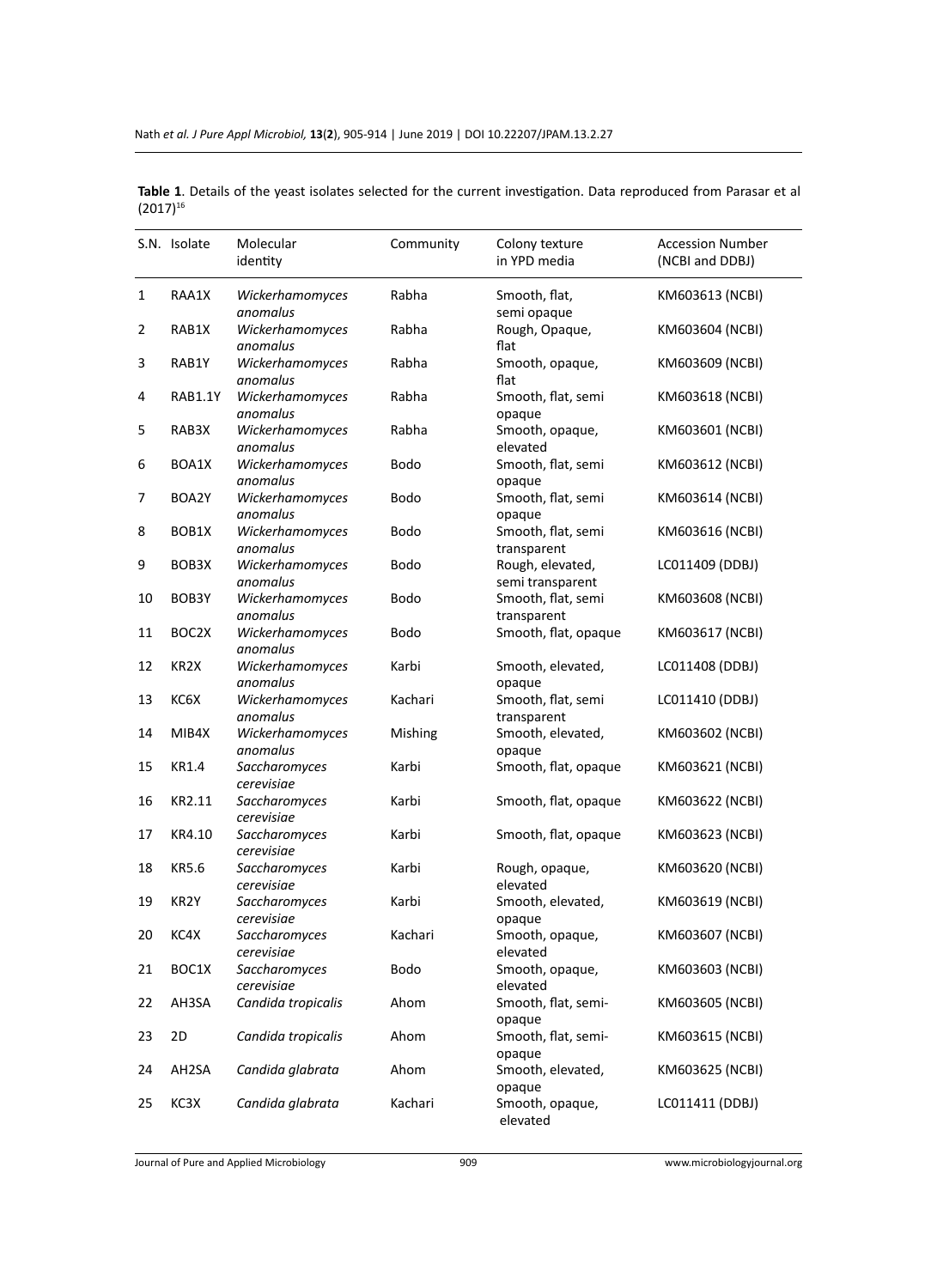**Table 1**. Details of the yeast isolates selected for the current investigation. Data reproduced from Parasar et al (2017)[16]

| S.N. | Isolate | Molecular identity | Community | Colony texture in YPD media | Accession Number (NCBI and DDBJ) |
|---|---|---|---|---|---|
| 1 | RAA1X | *Wickerhamomyces anomalus* | Rabha | Smooth, flat, semi opaque | KM603613 (NCBI) |
| 2 | RAB1X | *Wickerhamomyces anomalus* | Rabha | Rough, Opaque, flat | KM603604 (NCBI) |
| 3 | RAB1Y | *Wickerhamomyces anomalus* | Rabha | Smooth, opaque, flat | KM603609 (NCBI) |
| 4 | RAB1.1Y | *Wickerhamomyces anomalus* | Rabha | Smooth, flat, semi opaque | KM603618 (NCBI) |
| 5 | RAB3X | *Wickerhamomyces anomalus* | Rabha | Smooth, opaque, elevated | KM603601 (NCBI) |
| 6 | BOA1X | *Wickerhamomyces anomalus* | Bodo | Smooth, flat, semi opaque | KM603612 (NCBI) |
| 7 | BOA2Y | *Wickerhamomyces anomalus* | Bodo | Smooth, flat, semi opaque | KM603614 (NCBI) |
| 8 | BOB1X | *Wickerhamomyces anomalus* | Bodo | Smooth, flat, semi transparent | KM603616 (NCBI) |
| 9 | BOB3X | *Wickerhamomyces anomalus* | Bodo | Rough, elevated, semi transparent | LC011409 (DDBJ) |
| 10 | BOB3Y | *Wickerhamomyces anomalus* | Bodo | Smooth, flat, semi transparent | KM603608 (NCBI) |
| 11 | BOC2X | *Wickerhamomyces anomalus* | Bodo | Smooth, flat, opaque | KM603617 (NCBI) |
| 12 | KR2X | *Wickerhamomyces anomalus* | Karbi | Smooth, elevated, opaque | LC011408 (DDBJ) |
| 13 | KC6X | *Wickerhamomyces anomalus* | Kachari | Smooth, flat, semi transparent | LC011410 (DDBJ) |
| 14 | MIB4X | *Wickerhamomyces anomalus* | Mishing | Smooth, elevated, opaque | KM603602 (NCBI) |
| 15 | KR1.4 | *Saccharomyces cerevisiae* | Karbi | Smooth, flat, opaque | KM603621 (NCBI) |
| 16 | KR2.11 | *Saccharomyces cerevisiae* | Karbi | Smooth, flat, opaque | KM603622 (NCBI) |
| 17 | KR4.10 | *Saccharomyces cerevisiae* | Karbi | Smooth, flat, opaque | KM603623 (NCBI) |
| 18 | KR5.6 | *Saccharomyces cerevisiae* | Karbi | Rough, opaque, elevated | KM603620 (NCBI) |
| 19 | KR2Y | *Saccharomyces cerevisiae* | Karbi | Smooth, elevated, opaque | KM603619 (NCBI) |
| 20 | KC4X | *Saccharomyces cerevisiae* | Kachari | Smooth, opaque, elevated | KM603607 (NCBI) |
| 21 | BOC1X | *Saccharomyces cerevisiae* | Bodo | Smooth, opaque, elevated | KM603603 (NCBI) |
| 22 | AH3SA | *Candida tropicalis* | Ahom | Smooth, flat, semi-opaque | KM603605 (NCBI) |
| 23 | 2D | *Candida tropicalis* | Ahom | Smooth, flat, semi-opaque | KM603615 (NCBI) |
| 24 | AH2SA | *Candida glabrata* | Ahom | Smooth, elevated, opaque | KM603625 (NCBI) |
| 25 | KC3X | *Candida glabrata* | Kachari | Smooth, opaque, elevated | LC011411 (DDBJ) |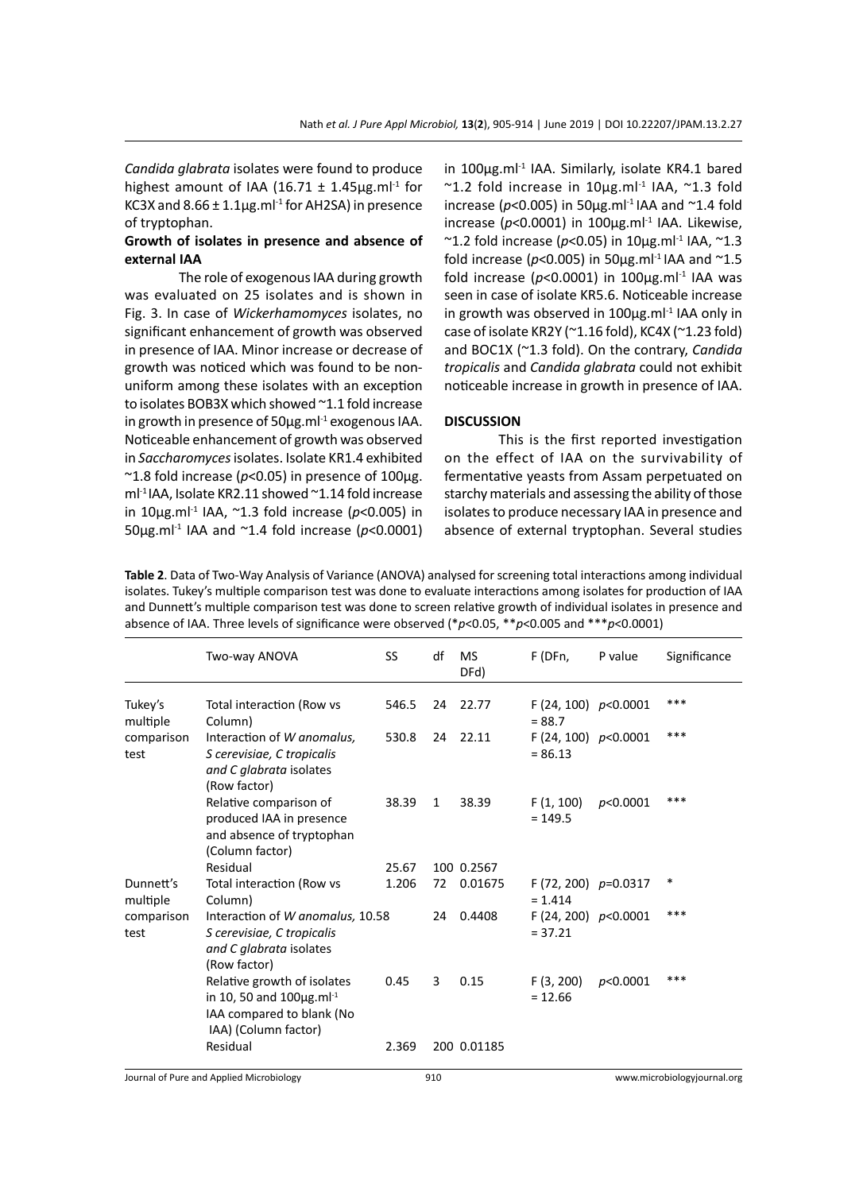*Candida glabrata* isolates were found to produce highest amount of IAA (16.71 ± 1.45μg.ml$^{-1}$ for KC3X and 8.66 ± 1.1μg.ml$^{-1}$ for AH2SA) in presence of tryptophan.

**Growth of isolates in presence and absence of external IAA**

The role of exogenous IAA during growth was evaluated on 25 isolates and is shown in Fig. 3. In case of *Wickerhamomyces* isolates, no significant enhancement of growth was observed in presence of IAA. Minor increase or decrease of growth was noticed which was found to be non-uniform among these isolates with an exception to isolates BOB3X which showed ~1.1 fold increase in growth in presence of 50μg.ml$^{-1}$ exogenous IAA. Noticeable enhancement of growth was observed in *Saccharomyces* isolates. Isolate KR1.4 exhibited ~1.8 fold increase ($p$<0.05) in presence of 100μg.ml$^{-1}$ IAA, Isolate KR2.11 showed ~1.14 fold increase in 10μg.ml$^{-1}$ IAA, ~1.3 fold increase ($p$<0.005) in 50μg.ml$^{-1}$ IAA and ~1.4 fold increase ($p$<0.0001) in 100μg.ml$^{-1}$ IAA. Similarly, isolate KR4.1 bared ~1.2 fold increase in 10μg.ml$^{-1}$ IAA, ~1.3 fold increase ($p$<0.005) in 50μg.ml$^{-1}$ IAA and ~1.4 fold increase ($p$<0.0001) in 100μg.ml$^{-1}$ IAA. Likewise, ~1.2 fold increase ($p$<0.05) in 10μg.ml$^{-1}$ IAA, ~1.3 fold increase ($p$<0.005) in 50μg.ml$^{-1}$ IAA and ~1.5 fold increase ($p$<0.0001) in 100μg.ml$^{-1}$ IAA was seen in case of isolate KR5.6. Noticeable increase in growth was observed in 100μg.ml$^{-1}$ IAA only in case of isolate KR2Y (~1.16 fold), KC4X (~1.23 fold) and BOC1X (~1.3 fold). On the contrary, *Candida tropicalis* and *Candida glabrata* could not exhibit noticeable increase in growth in presence of IAA.

## DISCUSSION

This is the first reported investigation on the effect of IAA on the survivability of fermentative yeasts from Assam perpetuated on starchy materials and assessing the ability of those isolates to produce necessary IAA in presence and absence of external tryptophan. Several studies

**Table 2**. Data of Two-Way Analysis of Variance (ANOVA) analysed for screening total interactions among individual isolates. Tukey's multiple comparison test was done to evaluate interactions among isolates for production of IAA and Dunnett's multiple comparison test was done to screen relative growth of individual isolates in presence and absence of IAA. Three levels of significance were observed (\*$p$<0.05, \*\*$p$<0.005 and \*\*\*$p$<0.0001)

| | Two-way ANOVA | SS | df | MS DFd) | F (DFn, | P value | Significance |
|---|---|---|---|---|---|---|---|
| Tukey's multiple comparison test | Total interaction (Row vs Column) | 546.5 | 24 | 22.77 | F (24, 100) = 88.7 | $p$<0.0001 | *** |
| | Interaction of *W anomalus, S cerevisiae, C tropicalis and C glabrata* isolates (Row factor) | 530.8 | 24 | 22.11 | F (24, 100) = 86.13 | $p$<0.0001 | *** |
| | Relative comparison of produced IAA in presence and absence of tryptophan (Column factor) | 38.39 | 1 | 38.39 | F (1, 100) = 149.5 | $p$<0.0001 | *** |
| | Residual | 25.67 | 100 | 0.2567 | | | |
| Dunnett's multiple comparison test | Total interaction (Row vs Column) | 1.206 | 72 | 0.01675 | F (72, 200) = 1.414 | $p$=0.0317 | * |
| | Interaction of *W anomalus, S cerevisiae, C tropicalis and C glabrata* isolates (Row factor) | 10.58 | 24 | 0.4408 | F (24, 200) = 37.21 | $p$<0.0001 | *** |
| | Relative growth of isolates in 10, 50 and 100μg.ml$^{-1}$ IAA compared to blank (No IAA) (Column factor) | 0.45 | 3 | 0.15 | F (3, 200) = 12.66 | $p$<0.0001 | *** |
| | Residual | 2.369 | 200 | 0.01185 | | | |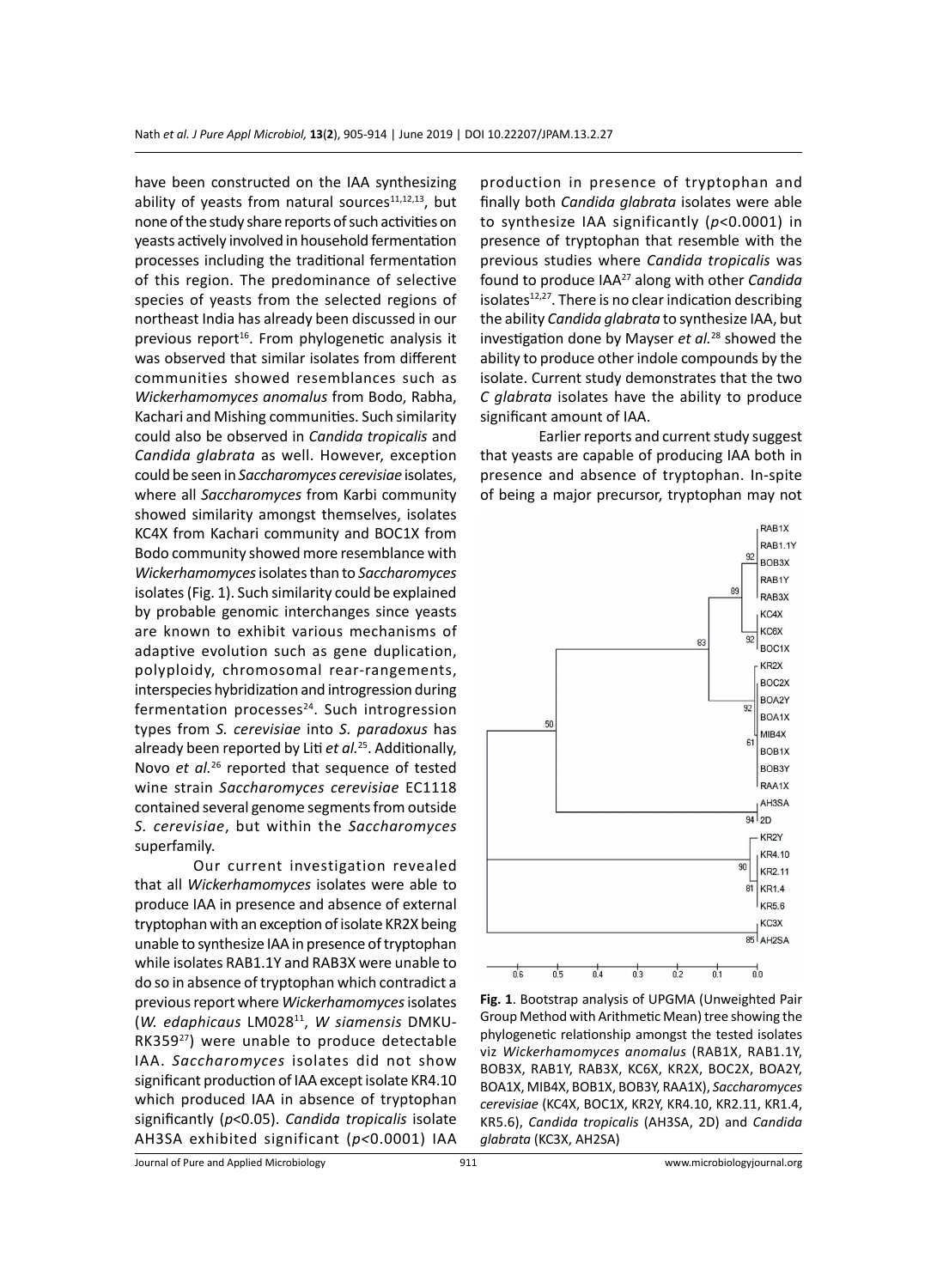have been constructed on the IAA synthesizing ability of yeasts from natural sources[11,12,13], but none of the study share reports of such activities on yeasts actively involved in household fermentation processes including the traditional fermentation of this region. The predominance of selective species of yeasts from the selected regions of northeast India has already been discussed in our previous report[16]. From phylogenetic analysis it was observed that similar isolates from different communities showed resemblances such as *Wickerhamomyces anomalus* from Bodo, Rabha, Kachari and Mishing communities. Such similarity could also be observed in *Candida tropicalis* and *Candida glabrata* as well. However, exception could be seen in *Saccharomyces cerevisiae* isolates, where all *Saccharomyces* from Karbi community showed similarity amongst themselves, isolates KC4X from Kachari community and BOC1X from Bodo community showed more resemblance with *Wickerhamomyces* isolates than to *Saccharomyces* isolates (Fig. 1). Such similarity could be explained by probable genomic interchanges since yeasts are known to exhibit various mechanisms of adaptive evolution such as gene duplication, polyploidy, chromosomal rear-rangements, interspecies hybridization and introgression during fermentation processes[24]. Such introgression types from *S. cerevisiae* into *S. paradoxus* has already been reported by Liti *et al.*[25]. Additionally, Novo *et al.*[26] reported that sequence of tested wine strain *Saccharomyces cerevisiae* EC1118 contained several genome segments from outside *S. cerevisiae*, but within the *Saccharomyces* superfamily.

Our current investigation revealed that all *Wickerhamomyces* isolates were able to produce IAA in presence and absence of external tryptophan with an exception of isolate KR2X being unable to synthesize IAA in presence of tryptophan while isolates RAB1.1Y and RAB3X were unable to do so in absence of tryptophan which contradict a previous report where *Wickerhamomyces* isolates (*W. edaphicaus* LM028[11], *W siamensis* DMKU-RK359[27]) were unable to produce detectable IAA. *Saccharomyces* isolates did not show significant production of IAA except isolate KR4.10 which produced IAA in absence of tryptophan significantly ($p<0.05$). *Candida tropicalis* isolate AH3SA exhibited significant ($p<0.0001$) IAA production in presence of tryptophan and finally both *Candida glabrata* isolates were able to synthesize IAA significantly ($p<0.0001$) in presence of tryptophan that resemble with the previous studies where *Candida tropicalis* was found to produce IAA[27] along with other *Candida* isolates[12,27]. There is no clear indication describing the ability *Candida glabrata* to synthesize IAA, but investigation done by Mayser *et al.*[28] showed the ability to produce other indole compounds by the isolate. Current study demonstrates that the two *C glabrata* isolates have the ability to produce significant amount of IAA.

Earlier reports and current study suggest that yeasts are capable of producing IAA both in presence and absence of tryptophan. In-spite of being a major precursor, tryptophan may not

**Fig. 1**. Bootstrap analysis of UPGMA (Unweighted Pair Group Method with Arithmetic Mean) tree showing the phylogenetic relationship amongst the tested isolates viz *Wickerhamomyces anomalus* (RAB1X, RAB1.1Y, BOB3X, RAB1Y, RAB3X, KC6X, KR2X, BOC2X, BOA2Y, BOA1X, MIB4X, BOB1X, BOB3Y, RAA1X), *Saccharomyces cerevisiae* (KC4X, BOC1X, KR2Y, KR4.10, KR2.11, KR1.4, KR5.6), *Candida tropicalis* (AH3SA, 2D) and *Candida glabrata* (KC3X, AH2SA)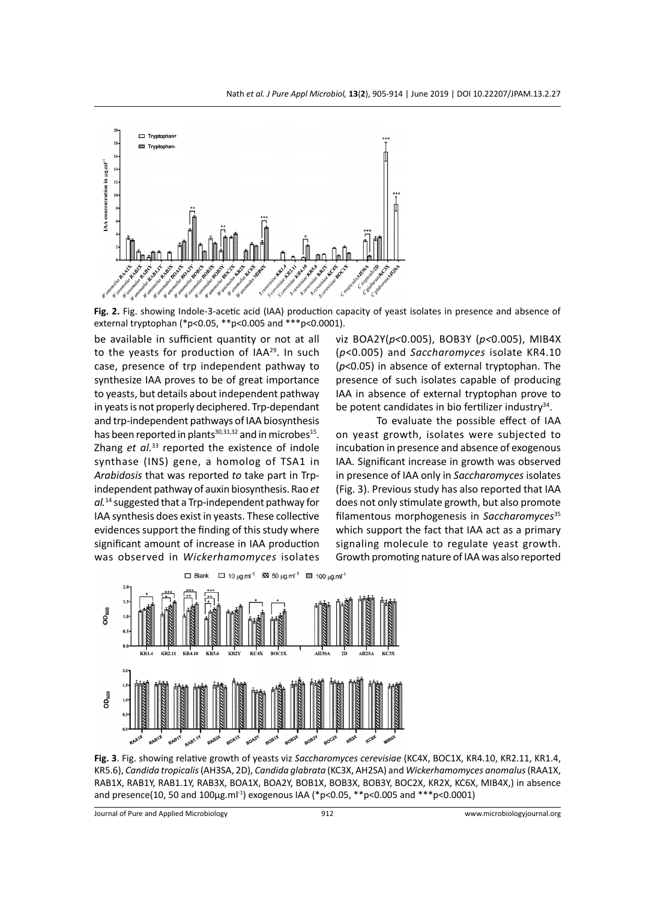**Fig. 2.** Fig. showing Indole-3-acetic acid (IAA) production capacity of yeast isolates in presence and absence of external tryptophan (*p<0.05, **p<0.005 and ***p<0.0001).

be available in sufficient quantity or not at all to the yeasts for production of IAA[29]. In such case, presence of trp independent pathway to synthesize IAA proves to be of great importance to yeasts, but details about independent pathway in yeats is not properly deciphered. Trp-dependant and trp-independent pathways of IAA biosynthesis has been reported in plants[30,31,32] and in microbes[15]. Zhang *et al.*[33] reported the existence of indole synthase (INS) gene, a homolog of TSA1 in *Arabidosis* that was reported *to* take part in Trp-independent pathway of auxin biosynthesis. Rao *et al.*[14] suggested that a Trp-independent pathway for IAA synthesis does exist in yeasts. These collective evidences support the finding of this study where significant amount of increase in IAA production was observed in *Wickerhamomyces* isolates viz BOA2Y($p<0.005$), BOB3Y ($p<0.005$), MIB4X ($p<0.005$) and *Saccharomyces* isolate KR4.10 ($p<0.05$) in absence of external tryptophan. The presence of such isolates capable of producing IAA in absence of external tryptophan prove to be potent candidates in bio fertilizer industry[34].

To evaluate the possible effect of IAA on yeast growth, isolates were subjected to incubation in presence and absence of exogenous IAA. Significant increase in growth was observed in presence of IAA only in *Saccharomyces* isolates (Fig. 3). Previous study has also reported that IAA does not only stimulate growth, but also promote filamentous morphogenesis in *Saccharomyces*[35] which support the fact that IAA act as a primary signaling molecule to regulate yeast growth. Growth promoting nature of IAA was also reported

**Fig. 3**. Fig. showing relative growth of yeasts viz *Saccharomyces cerevisiae* (KC4X, BOC1X, KR4.10, KR2.11, KR1.4, KR5.6), *Candida tropicalis* (AH3SA, 2D), *Candida glabrata* (KC3X, AH2SA) and *Wickerhamomyces anomalus* (RAA1X, RAB1X, RAB1Y, RAB1.1Y, RAB3X, BOA1X, BOA2Y, BOB1X, BOB3X, BOB3Y, BOC2X, KR2X, KC6X, MIB4X,) in absence and presence(10, 50 and 100µg.ml$^{-1}$) exogenous IAA (*p<0.05, **p<0.005 and ***p<0.0001)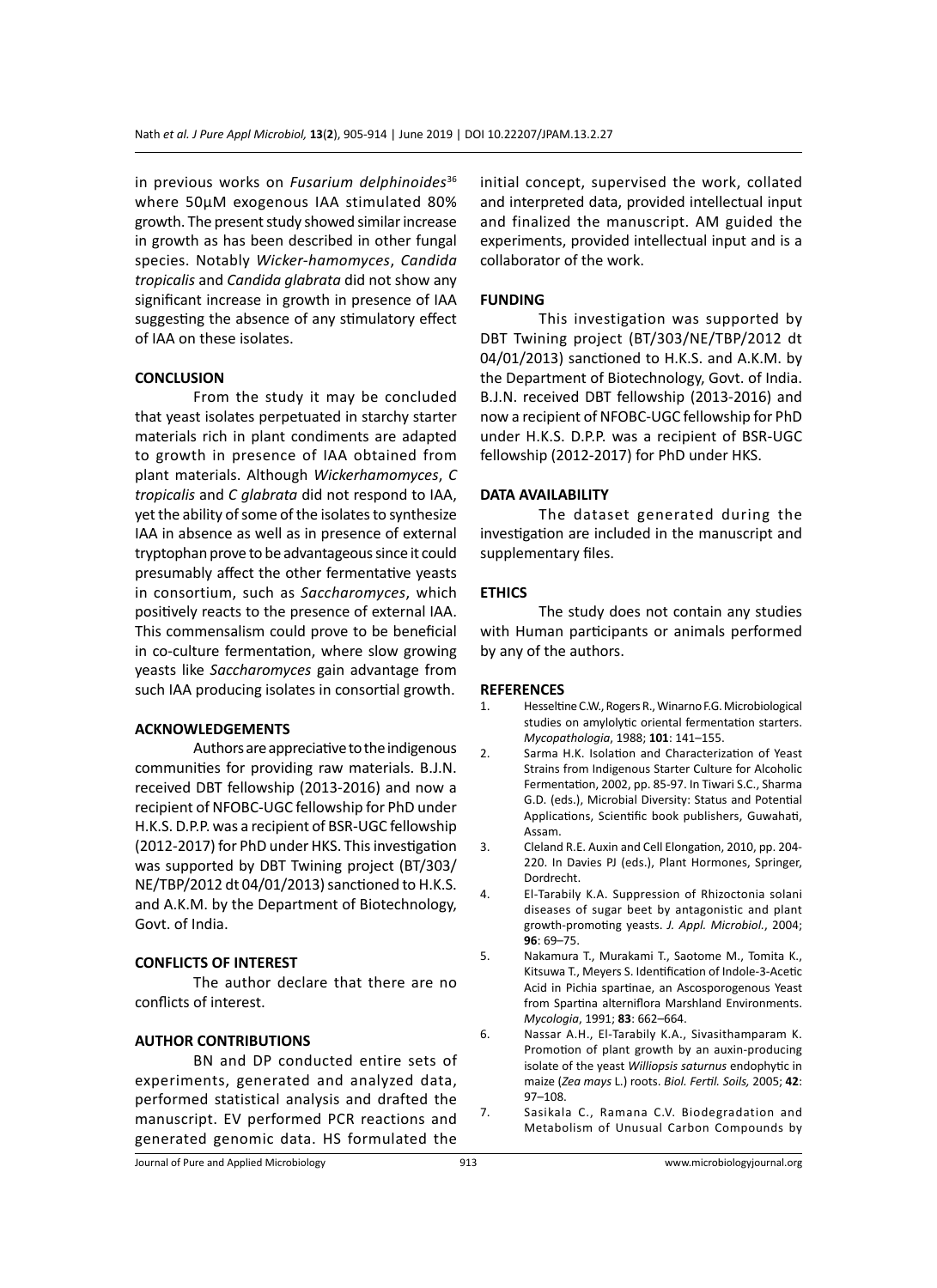in previous works on *Fusarium delphinoides*[36] where 50µM exogenous IAA stimulated 80% growth. The present study showed similar increase in growth as has been described in other fungal species. Notably *Wicker-hamomyces*, *Candida tropicalis* and *Candida glabrata* did not show any significant increase in growth in presence of IAA suggesting the absence of any stimulatory effect of IAA on these isolates.

## CONCLUSION

From the study it may be concluded that yeast isolates perpetuated in starchy starter materials rich in plant condiments are adapted to growth in presence of IAA obtained from plant materials. Although *Wickerhamomyces*, *C tropicalis* and *C glabrata* did not respond to IAA, yet the ability of some of the isolates to synthesize IAA in absence as well as in presence of external tryptophan prove to be advantageous since it could presumably affect the other fermentative yeasts in consortium, such as *Saccharomyces*, which positively reacts to the presence of external IAA. This commensalism could prove to be beneficial in co-culture fermentation, where slow growing yeasts like *Saccharomyces* gain advantage from such IAA producing isolates in consortial growth.

## ACKNOWLEDGEMENTS

Authors are appreciative to the indigenous communities for providing raw materials. B.J.N. received DBT fellowship (2013-2016) and now a recipient of NFOBC-UGC fellowship for PhD under H.K.S. D.P.P. was a recipient of BSR-UGC fellowship (2012-2017) for PhD under HKS. This investigation was supported by DBT Twining project (BT/303/NE/TBP/2012 dt 04/01/2013) sanctioned to H.K.S. and A.K.M. by the Department of Biotechnology, Govt. of India.

## CONFLICTS OF INTEREST

The author declare that there are no conflicts of interest.

## AUTHOR CONTRIBUTIONS

BN and DP conducted entire sets of experiments, generated and analyzed data, performed statistical analysis and drafted the manuscript. EV performed PCR reactions and generated genomic data. HS formulated the initial concept, supervised the work, collated and interpreted data, provided intellectual input and finalized the manuscript. AM guided the experiments, provided intellectual input and is a collaborator of the work.

## FUNDING

This investigation was supported by DBT Twining project (BT/303/NE/TBP/2012 dt 04/01/2013) sanctioned to H.K.S. and A.K.M. by the Department of Biotechnology, Govt. of India. B.J.N. received DBT fellowship (2013-2016) and now a recipient of NFOBC-UGC fellowship for PhD under H.K.S. D.P.P. was a recipient of BSR-UGC fellowship (2012-2017) for PhD under HKS.

## DATA AVAILABILITY

The dataset generated during the investigation are included in the manuscript and supplementary files.

## ETHICS

The study does not contain any studies with Human participants or animals performed by any of the authors.

## REFERENCES

1. Hesseltine C.W., Rogers R., Winarno F.G. Microbiological studies on amylolytic oriental fermentation starters. *Mycopathologia*, 1988; **101**: 141–155.
2. Sarma H.K. Isolation and Characterization of Yeast Strains from Indigenous Starter Culture for Alcoholic Fermentation, 2002, pp. 85-97. In Tiwari S.C., Sharma G.D. (eds.), Microbial Diversity: Status and Potential Applications, Scientific book publishers, Guwahati, Assam.
3. Cleland R.E. Auxin and Cell Elongation, 2010, pp. 204-220. In Davies PJ (eds.), Plant Hormones, Springer, Dordrecht.
4. El-Tarabily K.A. Suppression of Rhizoctonia solani diseases of sugar beet by antagonistic and plant growth-promoting yeasts. *J. Appl. Microbiol.*, 2004; **96**: 69–75.
5. Nakamura T., Murakami T., Saotome M., Tomita K., Kitsuwa T., Meyers S. Identification of Indole-3-Acetic Acid in Pichia spartinae, an Ascosporogenous Yeast from Spartina alterniflora Marshland Environments. *Mycologia*, 1991; **83**: 662–664.
6. Nassar A.H., El-Tarabily K.A., Sivasithamparam K. Promotion of plant growth by an auxin-producing isolate of the yeast *Williopsis saturnus* endophytic in maize (*Zea mays* L.) roots. *Biol. Fertil. Soils,* 2005; **42**: 97–108.
7. Sasikala C., Ramana C.V. Biodegradation and Metabolism of Unusual Carbon Compounds by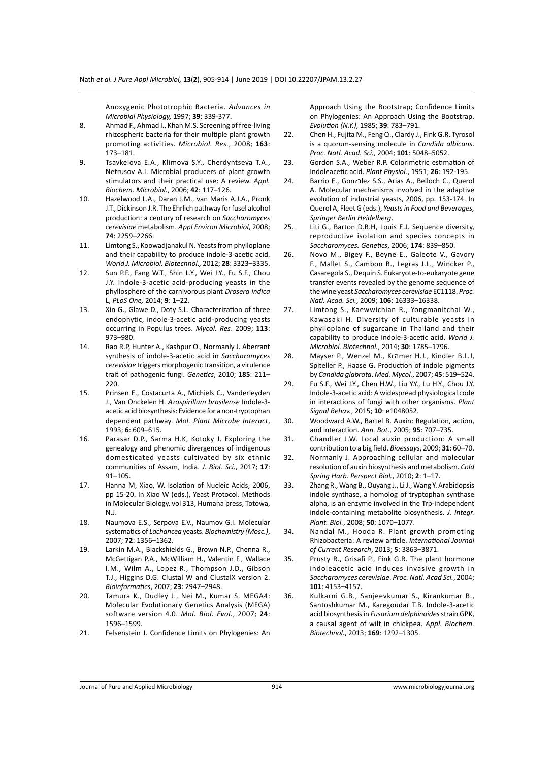Anoxygenic Phototrophic Bacteria. *Advances in Microbial Physiology,* 1997; **39**: 339-377.

8. Ahmad F., Ahmad I., Khan M.S. Screening of free-living rhizospheric bacteria for their multiple plant growth promoting activities. *Microbiol. Res.*, 2008; **163**: 173–181.
9. Tsavkelova E.A., Klimova S.Y., Cherdyntseva T.A., Netrusov A.I. Microbial producers of plant growth stimulators and their practical use: A review. *Appl. Biochem. Microbiol.*, 2006; **42**: 117–126.
10. Hazelwood L.A., Daran J.M., van Maris A.J.A., Pronk J.T., Dickinson J.R. The Ehrlich pathway for fusel alcohol production: a century of research on *Saccharomyces cerevisiae* metabolism. *Appl Environ Microbiol*, 2008; **74**: 2259–2266.
11. Limtong S., Koowadjanakul N. Yeasts from phylloplane and their capability to produce indole-3-acetic acid. *World J. Microbiol. Biotechnol.,* 2012; **28**: 3323–3335.
12. Sun P.F., Fang W.T., Shin L.Y., Wei J.Y., Fu S.F., Chou J.Y. Indole-3-acetic acid-producing yeasts in the phyllosphere of the carnivorous plant *Drosera indica* L, *PLoS One,* 2014; **9**: 1–22.
13. Xin G., Glawe D., Doty S.L. Characterization of three endophytic, indole-3-acetic acid-producing yeasts occurring in Populus trees. *Mycol. Res*. 2009; **113**: 973–980.
14. Rao R.P, Hunter A., Kashpur O., Normanly J. Aberrant synthesis of indole-3-acetic acid in *Saccharomyces cerevisiae* triggers morphogenic transition, a virulence trait of pathogenic fungi. *Genetics*, 2010; **185**: 211–220.
15. Prinsen E., Costacurta A., Michiels C., Vanderleyden J., Van Onckelen H. *Azospirillum brasilense* Indole-3-acetic acid biosynthesis: Evidence for a non-tryptophan dependent pathway. *Mol. Plant Microbe Interact*, 1993; **6**: 609–615.
16. Parasar D.P., Sarma H.K, Kotoky J. Exploring the genealogy and phenomic divergences of indigenous domesticated yeasts cultivated by six ethnic communities of Assam, India. *J. Biol. Sci.*, 2017; **17**: 91–105.
17. Hanna M, Xiao, W. Isolation of Nucleic Acids, 2006, pp 15-20. In Xiao W (eds.), Yeast Protocol. Methods in Molecular Biology, vol 313, Humana press, Totowa, N.J.
18. Naumova E.S., Serpova E.V., Naumov G.I. Molecular systematics of *Lachancea* yeasts. *Biochemistry (Mosc.)*, 2007; **72**: 1356–1362.
19. Larkin M.A., Blackshields G., Brown N.P., Chenna R., McGettigan P.A., McWilliam H., Valentin F., Wallace I.M., Wilm A., Lopez R., Thompson J.D., Gibson T.J., Higgins D.G. Clustal W and ClustalX version 2. *Bioinformatics*, 2007; **23**: 2947–2948.
20. Tamura K., Dudley J., Nei M., Kumar S. MEGA4: Molecular Evolutionary Genetics Analysis (MEGA) software version 4.0. *Mol. Biol. Evol.*, 2007; **24**: 1596–1599.
21. Felsenstein J. Confidence Limits on Phylogenies: An Approach Using the Bootstrap; Confidence Limits on Phylogenies: An Approach Using the Bootstrap. *Evolution (N.Y.)*, 1985; **39**: 783–791.
22. Chen H., Fujita M., Feng Q., Clardy J., Fink G.R. Tyrosol is a quorum-sensing molecule in *Candida albicans*. *Proc. Natl. Acad. Sci.*, 2004; **101**: 5048–5052.
23. Gordon S.A., Weber R.P. Colorimetric estimation of Indoleacetic acid. *Plant Physiol.*, 1951; **26**: 192-195.
24. Barrio E., Gonzลlez S.S., Arias A., Belloch C., Querol A. Molecular mechanisms involved in the adaptive evolution of industrial yeasts, 2006, pp. 153-174. In Querol A, Fleet G (eds.), *Yeasts in Food and Beverages, Springer Berlin Heidelberg*.
25. Liti G., Barton D.B.H, Louis E.J. Sequence diversity, reproductive isolation and species concepts in *Saccharomyces*. *Genetics*, 2006; **174**: 839–850.
26. Novo M., Bigey F., Beyne E., Galeote V., Gavory F., Mallet S., Cambon B., Legras J.L., Wincker P., Casaregola S., Dequin S. Eukaryote-to-eukaryote gene transfer events revealed by the genome sequence of the wine yeast *Saccharomyces cerevisiae* EC1118. *Proc. Natl. Acad. Sci.*, 2009; **106**: 16333–16338.
27. Limtong S., Kaewwichian R., Yongmanitchai W., Kawasaki H. Diversity of culturable yeasts in phylloplane of sugarcane in Thailand and their capability to produce indole-3-acetic acid. *World J. Microbiol. Biotechnol.*, 2014; **30**: 1785–1796.
28. Mayser P., Wenzel M., Krהmer H.J., Kindler B.L.J, Spiteller P., Haase G. Production of indole pigments by *Candida glabrata*. *Med. Mycol.*, 2007; **45**: 519–524.
29. Fu S.F., Wei J.Y., Chen H.W., Liu Y.Y., Lu H.Y., Chou J.Y. Indole-3-acetic acid: A widespread physiological code in interactions of fungi with other organisms. *Plant Signal Behav.*, 2015; **10**: e1048052.
30. Woodward A.W., Bartel B. Auxin: Regulation, action, and interaction. *Ann. Bot.*, 2005; **95**: 707–735.
31. Chandler J.W. Local auxin production: A small contribution to a big field. *Bioessays*, 2009; **31**: 60–70.
32. Normanly J. Approaching cellular and molecular resolution of auxin biosynthesis and metabolism. *Cold Spring Harb. Perspect Biol.*, 2010; **2**: 1–17.
33. Zhang R., Wang B., Ouyang J., Li J., Wang Y. Arabidopsis indole synthase, a homolog of tryptophan synthase alpha, is an enzyme involved in the Trp-independent indole-containing metabolite biosynthesis. *J. Integr. Plant. Biol.*, 2008; **50**: 1070–1077.
34. Nandal M., Hooda R. Plant growth promoting Rhizobacteria: A review article. *International Journal of Current Research*, 2013; **5**: 3863–3871.
35. Prusty R., Grisafi P., Fink G.R. The plant hormone indoleacetic acid induces invasive growth in *Saccharomyces cerevisiae*. *Proc. Natl. Acad Sci.*, 2004; **101**: 4153–4157.
36. Kulkarni G.B., Sanjeevkumar S., Kirankumar B., Santoshkumar M., Karegoudar T.B. Indole-3-acetic acid biosynthesis in *Fusarium delphinoides* strain GPK, a causal agent of wilt in chickpea. *Appl. Biochem. Biotechnol.*, 2013; **169**: 1292–1305.